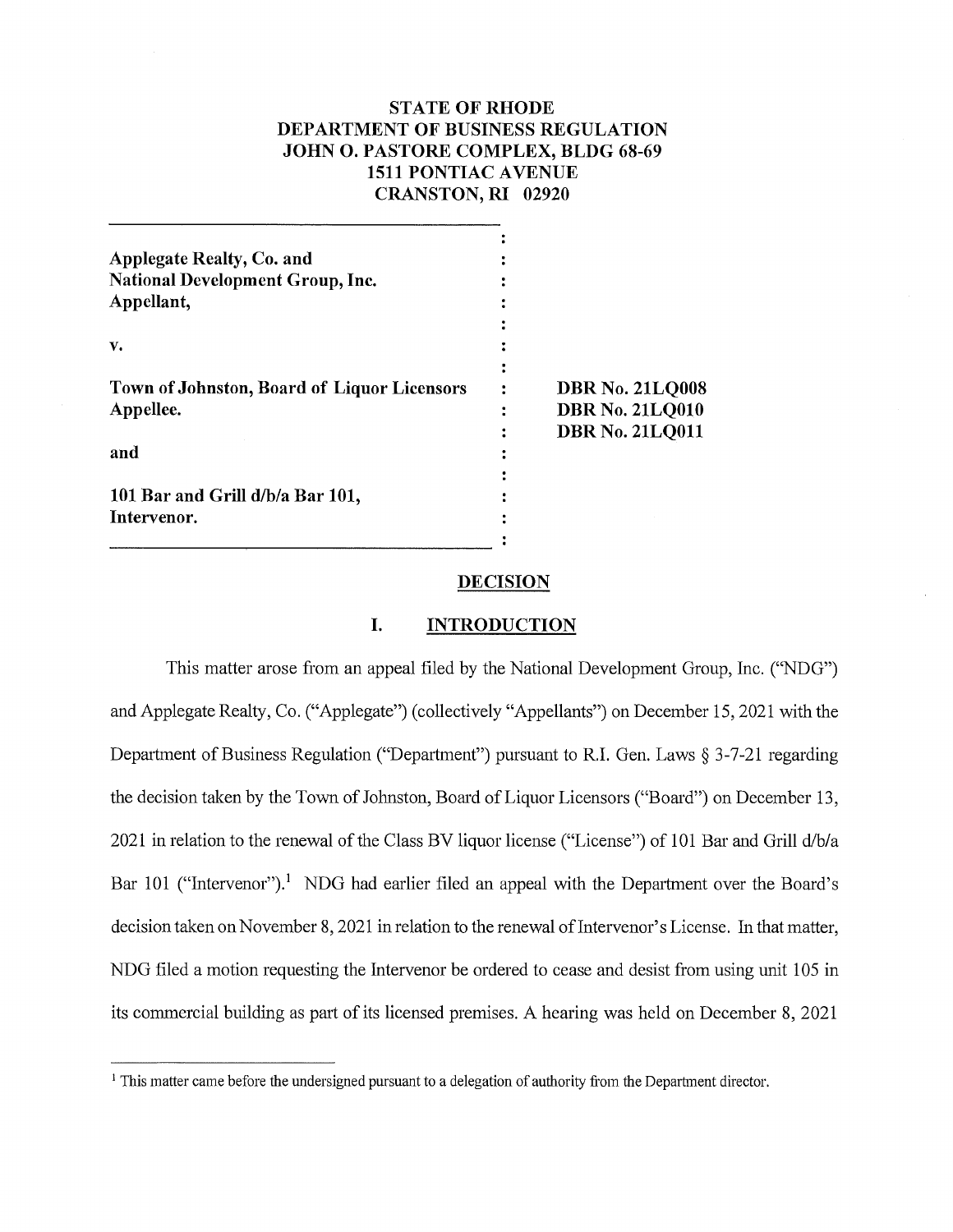**STATE OF RHODE**
**DEPARTMENT OF BUSINESS REGULATION**
**JOHN O. PASTORE COMPLEX, BLDG 68-69**
**1511 PONTIAC AVENUE**
**CRANSTON, RI 02920**

| | |
|---|---|
| **Applegate Realty, Co. and National Development Group, Inc. Appellant,** | |
| **v.** | |
| **Town of Johnston, Board of Liquor Licensors Appellee.** | **DBR No. 21LQ008** **DBR No. 21LQ010** **DBR No. 21LQ011** |
| **and** | |
| **101 Bar and Grill d/b/a Bar 101, Intervenor.** | |

## DECISION

## I. INTRODUCTION

This matter arose from an appeal filed by the National Development Group, Inc. ("NDG") and Applegate Realty, Co. ("Applegate") (collectively "Appellants") on December 15, 2021 with the Department of Business Regulation ("Department") pursuant to R.I. Gen. Laws § 3-7-21 regarding the decision taken by the Town of Johnston, Board of Liquor Licensors ("Board") on December 13, 2021 in relation to the renewal of the Class BV liquor license ("License") of 101 Bar and Grill d/b/a Bar 101 ("Intervenor").[1] NDG had earlier filed an appeal with the Department over the Board's decision taken on November 8, 2021 in relation to the renewal of Intervenor's License. In that matter, NDG filed a motion requesting the Intervenor be ordered to cease and desist from using unit 105 in its commercial building as part of its licensed premises. A hearing was held on December 8, 2021

[1] This matter came before the undersigned pursuant to a delegation of authority from the Department director.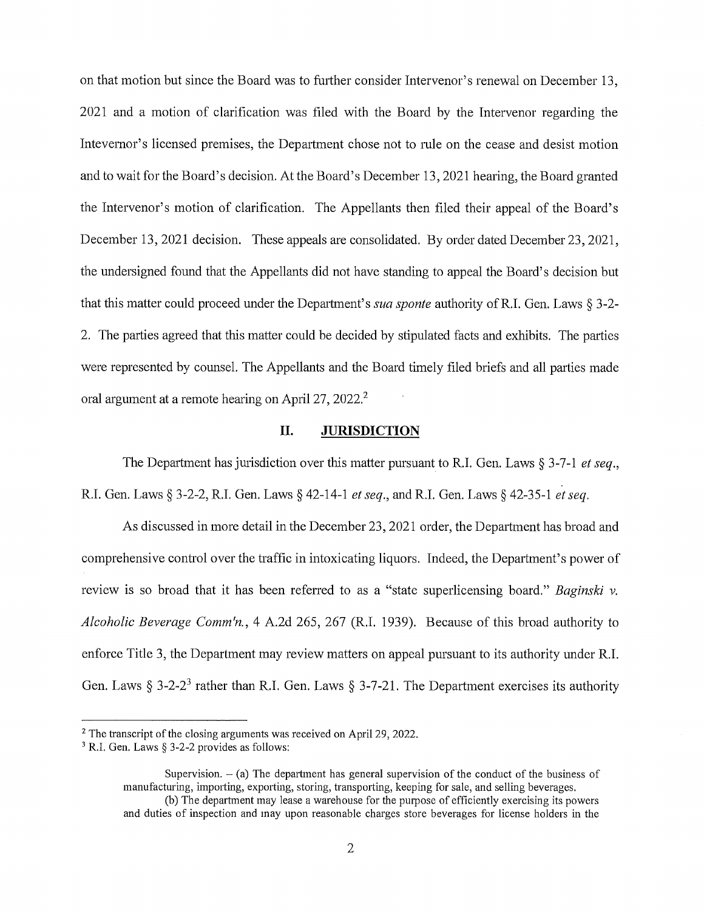on that motion but since the Board was to further consider Intervenor's renewal on December 13, 2021 and a motion of clarification was filed with the Board by the Intervenor regarding the Intevernor's licensed premises, the Department chose not to rule on the cease and desist motion and to wait for the Board's decision. At the Board's December 13, 2021 hearing, the Board granted the Intervenor's motion of clarification. The Appellants then filed their appeal of the Board's December 13, 2021 decision. These appeals are consolidated. By order dated December 23, 2021, the undersigned found that the Appellants did not have standing to appeal the Board's decision but that this matter could proceed under the Department's *sua sponte* authority of R.I. Gen. Laws § 3-2-2. The parties agreed that this matter could be decided by stipulated facts and exhibits. The parties were represented by counsel. The Appellants and the Board timely filed briefs and all parties made oral argument at a remote hearing on April 27, 2022.[2]

## II. JURISDICTION

The Department has jurisdiction over this matter pursuant to R.I. Gen. Laws § 3-7-1 *et seq.*, R.I. Gen. Laws § 3-2-2, R.I. Gen. Laws § 42-14-1 *et seq.*, and R.I. Gen. Laws § 42-35-1 *et seq.*

As discussed in more detail in the December 23, 2021 order, the Department has broad and comprehensive control over the traffic in intoxicating liquors. Indeed, the Department's power of review is so broad that it has been referred to as a "state superlicensing board." *Baginski v. Alcoholic Beverage Comm'n.*, 4 A.2d 265, 267 (R.I. 1939). Because of this broad authority to enforce Title 3, the Department may review matters on appeal pursuant to its authority under R.I. Gen. Laws § 3-2-2[3] rather than R.I. Gen. Laws § 3-7-21. The Department exercises its authority

---

[2] The transcript of the closing arguments was received on April 29, 2022.

[3] R.I. Gen. Laws § 3-2-2 provides as follows:

> Supervision. – (a) The department has general supervision of the conduct of the business of manufacturing, importing, exporting, storing, transporting, keeping for sale, and selling beverages.
> (b) The department may lease a warehouse for the purpose of efficiently exercising its powers and duties of inspection and may upon reasonable charges store beverages for license holders in the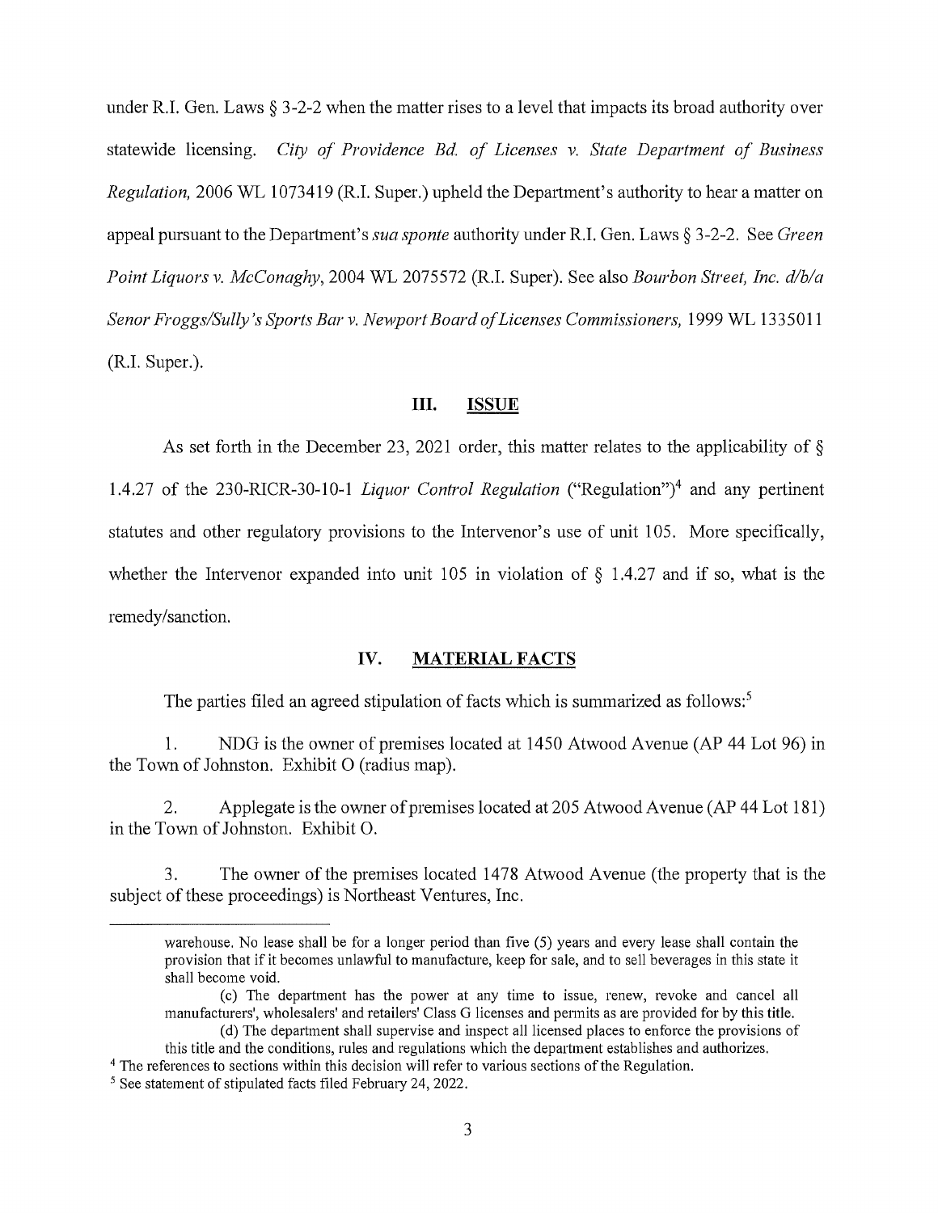under R.I. Gen. Laws § 3-2-2 when the matter rises to a level that impacts its broad authority over statewide licensing. *City of Providence Bd. of Licenses v. State Department of Business Regulation,* 2006 WL 1073419 (R.I. Super.) upheld the Department's authority to hear a matter on appeal pursuant to the Department's *sua sponte* authority under R.I. Gen. Laws § 3-2-2. See *Green Point Liquors v. McConaghy*, 2004 WL 2075572 (R.I. Super). See also *Bourbon Street, Inc. d/b/a Senor Froggs/Sully's Sports Bar v. Newport Board of Licenses Commissioners,* 1999 WL 1335011 (R.I. Super.).

## III. ISSUE

As set forth in the December 23, 2021 order, this matter relates to the applicability of § 1.4.27 of the 230-RICR-30-10-1 *Liquor Control Regulation* ("Regulation")[4] and any pertinent statutes and other regulatory provisions to the Intervenor's use of unit 105. More specifically, whether the Intervenor expanded into unit 105 in violation of § 1.4.27 and if so, what is the remedy/sanction.

## IV. MATERIAL FACTS

The parties filed an agreed stipulation of facts which is summarized as follows:[5]

1. NDG is the owner of premises located at 1450 Atwood Avenue (AP 44 Lot 96) in the Town of Johnston. Exhibit O (radius map).

2. Applegate is the owner of premises located at 205 Atwood Avenue (AP 44 Lot 181) in the Town of Johnston. Exhibit O.

3. The owner of the premises located 1478 Atwood Avenue (the property that is the subject of these proceedings) is Northeast Ventures, Inc.

---

warehouse. No lease shall be for a longer period than five (5) years and every lease shall contain the provision that if it becomes unlawful to manufacture, keep for sale, and to sell beverages in this state it shall become void.

(c) The department has the power at any time to issue, renew, revoke and cancel all manufacturers', wholesalers' and retailers' Class G licenses and permits as are provided for by this title.

(d) The department shall supervise and inspect all licensed places to enforce the provisions of this title and the conditions, rules and regulations which the department establishes and authorizes.

[4] The references to sections within this decision will refer to various sections of the Regulation.

[5] See statement of stipulated facts filed February 24, 2022.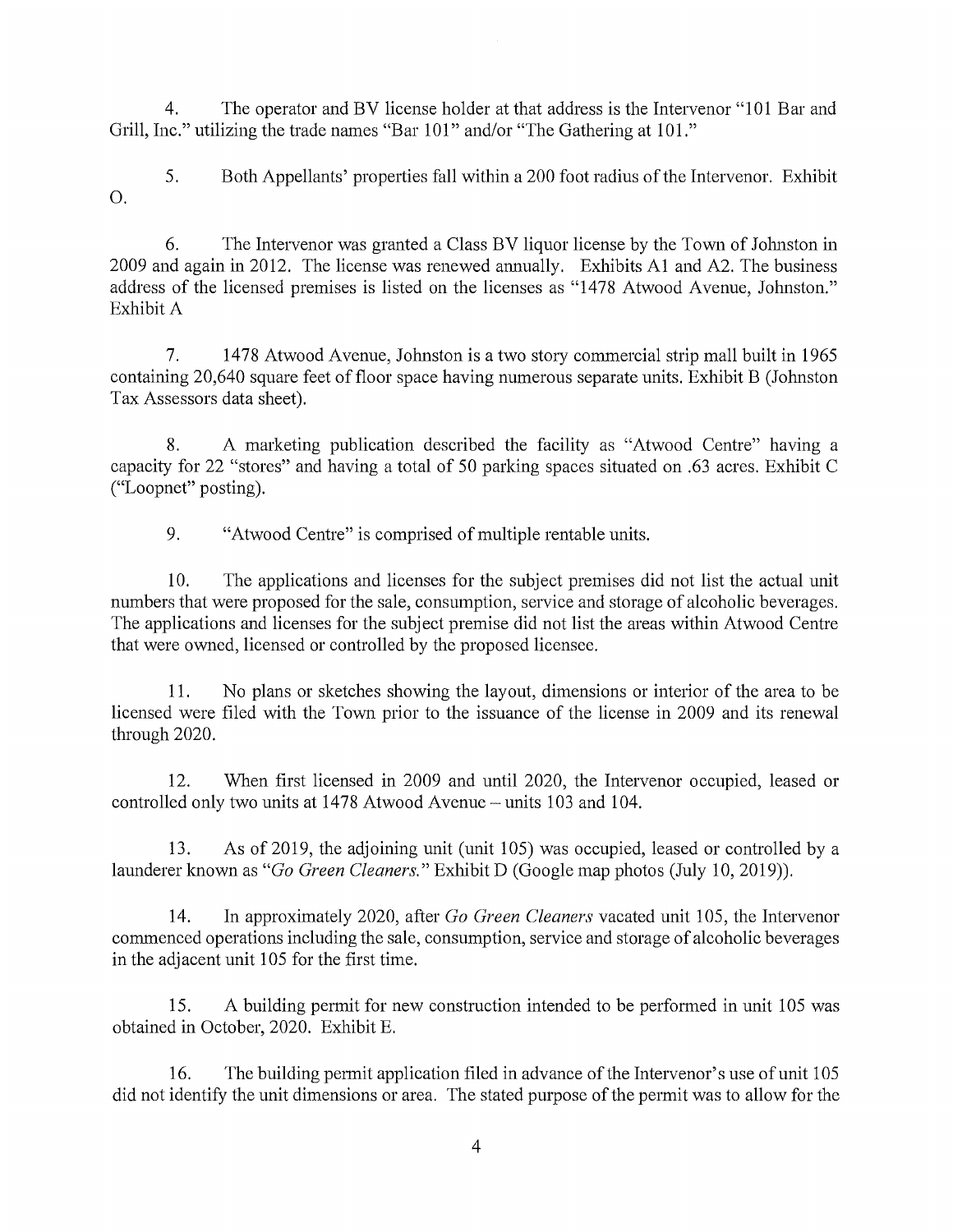4. The operator and BV license holder at that address is the Intervenor "101 Bar and Grill, Inc." utilizing the trade names "Bar 101" and/or "The Gathering at 101."

5. Both Appellants' properties fall within a 200 foot radius of the Intervenor. Exhibit O.

6. The Intervenor was granted a Class BV liquor license by the Town of Johnston in 2009 and again in 2012. The license was renewed annually. Exhibits A1 and A2. The business address of the licensed premises is listed on the licenses as "1478 Atwood Avenue, Johnston." Exhibit A

7. 1478 Atwood Avenue, Johnston is a two story commercial strip mall built in 1965 containing 20,640 square feet of floor space having numerous separate units. Exhibit B (Johnston Tax Assessors data sheet).

8. A marketing publication described the facility as "Atwood Centre" having a capacity for 22 "stores" and having a total of 50 parking spaces situated on .63 acres. Exhibit C ("Loopnet" posting).

9. "Atwood Centre" is comprised of multiple rentable units.

10. The applications and licenses for the subject premises did not list the actual unit numbers that were proposed for the sale, consumption, service and storage of alcoholic beverages. The applications and licenses for the subject premise did not list the areas within Atwood Centre that were owned, licensed or controlled by the proposed licensee.

11. No plans or sketches showing the layout, dimensions or interior of the area to be licensed were filed with the Town prior to the issuance of the license in 2009 and its renewal through 2020.

12. When first licensed in 2009 and until 2020, the Intervenor occupied, leased or controlled only two units at 1478 Atwood Avenue – units 103 and 104.

13. As of 2019, the adjoining unit (unit 105) was occupied, leased or controlled by a launderer known as "*Go Green Cleaners.*" Exhibit D (Google map photos (July 10, 2019)).

14. In approximately 2020, after *Go Green Cleaners* vacated unit 105, the Intervenor commenced operations including the sale, consumption, service and storage of alcoholic beverages in the adjacent unit 105 for the first time.

15. A building permit for new construction intended to be performed in unit 105 was obtained in October, 2020. Exhibit E.

16. The building permit application filed in advance of the Intervenor's use of unit 105 did not identify the unit dimensions or area. The stated purpose of the permit was to allow for the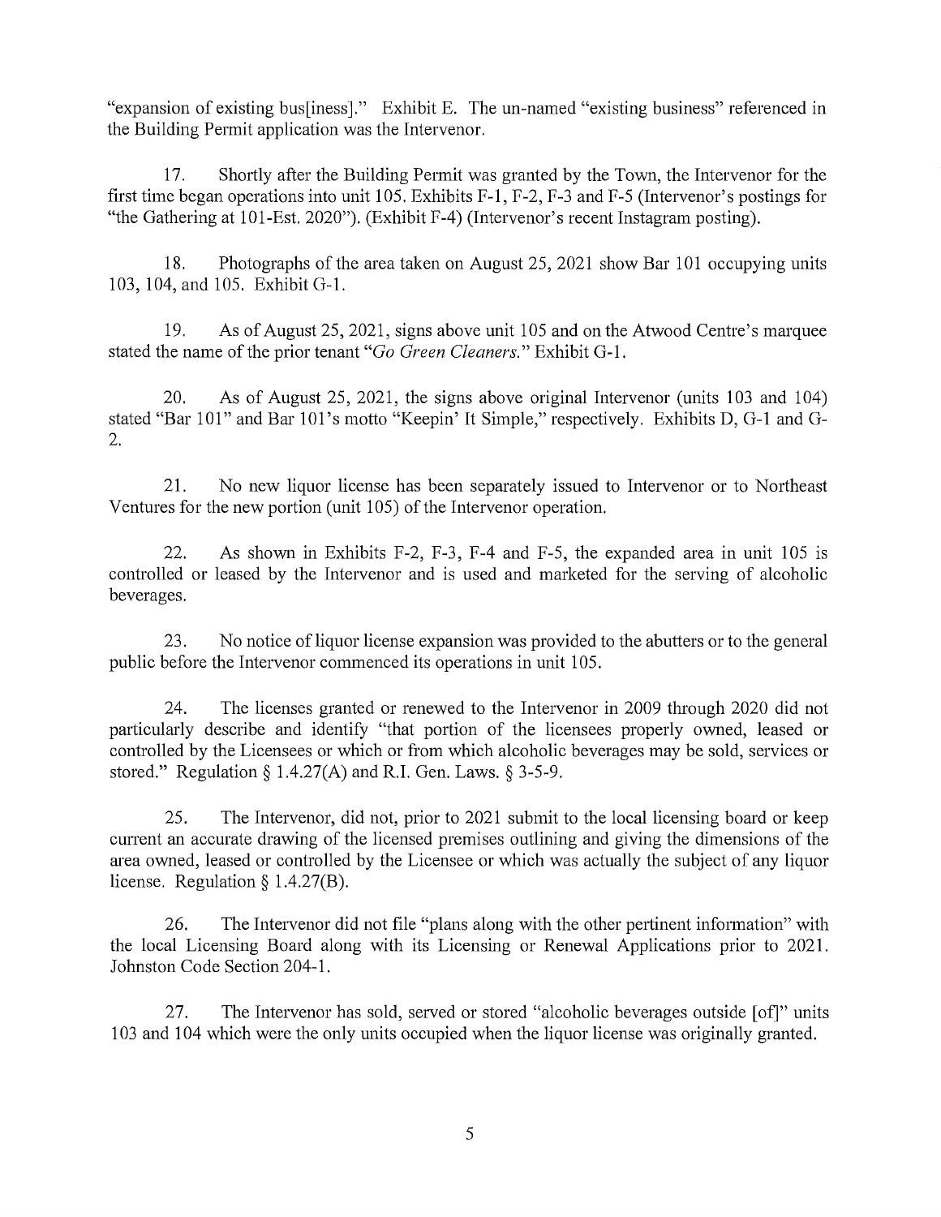"expansion of existing bus[iness]." Exhibit E. The un-named "existing business" referenced in the Building Permit application was the Intervenor.

17. Shortly after the Building Permit was granted by the Town, the Intervenor for the first time began operations into unit 105. Exhibits F-1, F-2, F-3 and F-5 (Intervenor's postings for "the Gathering at 101-Est. 2020"). (Exhibit F-4) (Intervenor's recent Instagram posting).

18. Photographs of the area taken on August 25, 2021 show Bar 101 occupying units 103, 104, and 105. Exhibit G-1.

19. As of August 25, 2021, signs above unit 105 and on the Atwood Centre's marquee stated the name of the prior tenant "*Go Green Cleaners.*" Exhibit G-1.

20. As of August 25, 2021, the signs above original Intervenor (units 103 and 104) stated "Bar 101" and Bar 101's motto "Keepin' It Simple," respectively. Exhibits D, G-1 and G-2.

21. No new liquor license has been separately issued to Intervenor or to Northeast Ventures for the new portion (unit 105) of the Intervenor operation.

22. As shown in Exhibits F-2, F-3, F-4 and F-5, the expanded area in unit 105 is controlled or leased by the Intervenor and is used and marketed for the serving of alcoholic beverages.

23. No notice of liquor license expansion was provided to the abutters or to the general public before the Intervenor commenced its operations in unit 105.

24. The licenses granted or renewed to the Intervenor in 2009 through 2020 did not particularly describe and identify "that portion of the licensees properly owned, leased or controlled by the Licensees or which or from which alcoholic beverages may be sold, services or stored." Regulation § 1.4.27(A) and R.I. Gen. Laws. § 3-5-9.

25. The Intervenor, did not, prior to 2021 submit to the local licensing board or keep current an accurate drawing of the licensed premises outlining and giving the dimensions of the area owned, leased or controlled by the Licensee or which was actually the subject of any liquor license. Regulation § 1.4.27(B).

26. The Intervenor did not file "plans along with the other pertinent information" with the local Licensing Board along with its Licensing or Renewal Applications prior to 2021. Johnston Code Section 204-1.

27. The Intervenor has sold, served or stored "alcoholic beverages outside [of]" units 103 and 104 which were the only units occupied when the liquor license was originally granted.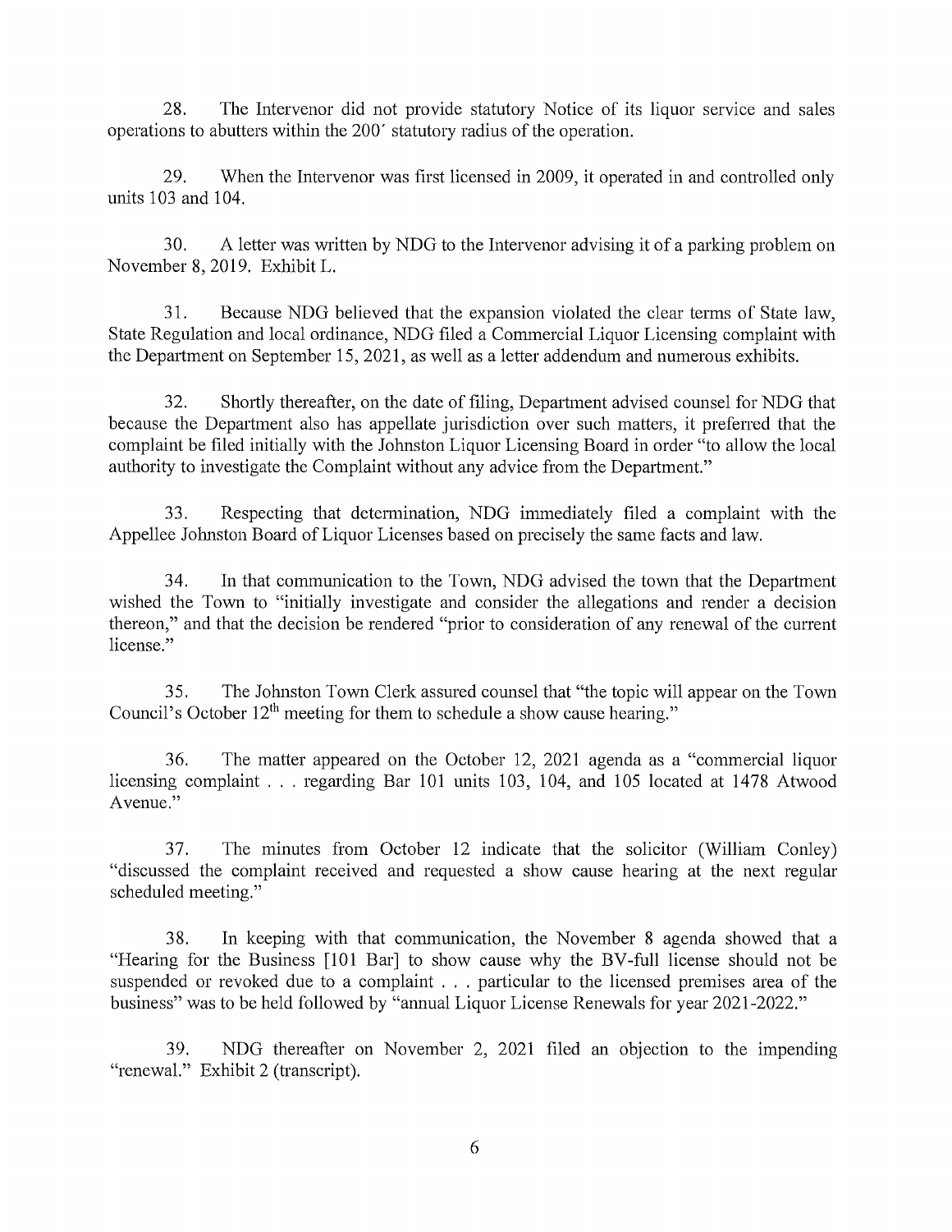28. The Intervenor did not provide statutory Notice of its liquor service and sales operations to abutters within the 200′ statutory radius of the operation.

29. When the Intervenor was first licensed in 2009, it operated in and controlled only units 103 and 104.

30. A letter was written by NDG to the Intervenor advising it of a parking problem on November 8, 2019. Exhibit L.

31. Because NDG believed that the expansion violated the clear terms of State law, State Regulation and local ordinance, NDG filed a Commercial Liquor Licensing complaint with the Department on September 15, 2021, as well as a letter addendum and numerous exhibits.

32. Shortly thereafter, on the date of filing, Department advised counsel for NDG that because the Department also has appellate jurisdiction over such matters, it preferred that the complaint be filed initially with the Johnston Liquor Licensing Board in order "to allow the local authority to investigate the Complaint without any advice from the Department."

33. Respecting that determination, NDG immediately filed a complaint with the Appellee Johnston Board of Liquor Licenses based on precisely the same facts and law.

34. In that communication to the Town, NDG advised the town that the Department wished the Town to "initially investigate and consider the allegations and render a decision thereon," and that the decision be rendered "prior to consideration of any renewal of the current license."

35. The Johnston Town Clerk assured counsel that "the topic will appear on the Town Council's October 12th meeting for them to schedule a show cause hearing."

36. The matter appeared on the October 12, 2021 agenda as a "commercial liquor licensing complaint . . . regarding Bar 101 units 103, 104, and 105 located at 1478 Atwood Avenue."

37. The minutes from October 12 indicate that the solicitor (William Conley) "discussed the complaint received and requested a show cause hearing at the next regular scheduled meeting."

38. In keeping with that communication, the November 8 agenda showed that a "Hearing for the Business [101 Bar] to show cause why the BV-full license should not be suspended or revoked due to a complaint . . . particular to the licensed premises area of the business" was to be held followed by "annual Liquor License Renewals for year 2021-2022."

39. NDG thereafter on November 2, 2021 filed an objection to the impending "renewal." Exhibit 2 (transcript).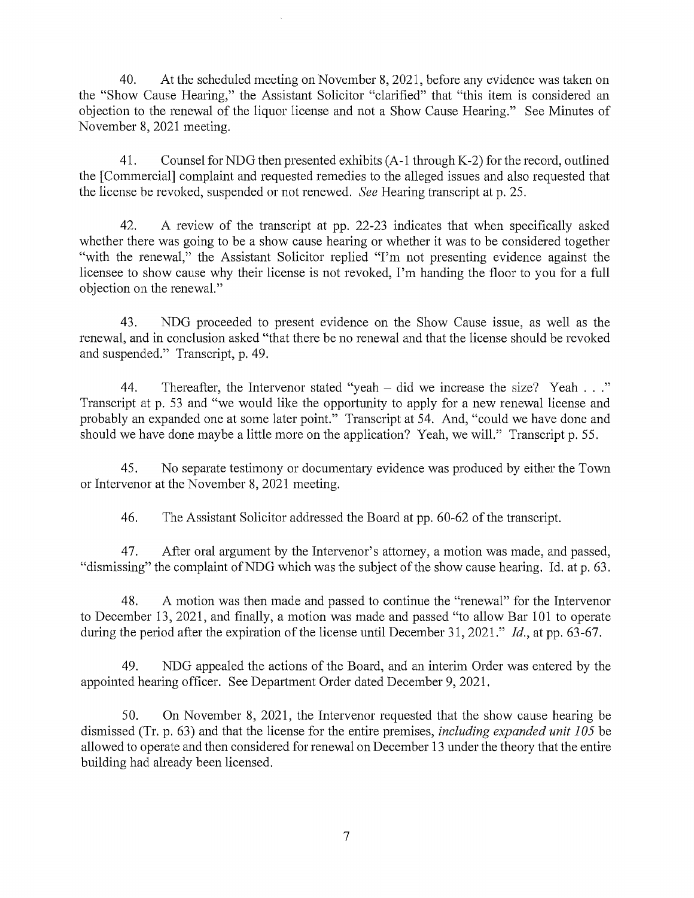40. At the scheduled meeting on November 8, 2021, before any evidence was taken on the "Show Cause Hearing," the Assistant Solicitor "clarified" that "this item is considered an objection to the renewal of the liquor license and not a Show Cause Hearing." See Minutes of November 8, 2021 meeting.

41. Counsel for NDG then presented exhibits (A-1 through K-2) for the record, outlined the [Commercial] complaint and requested remedies to the alleged issues and also requested that the license be revoked, suspended or not renewed. *See* Hearing transcript at p. 25.

42. A review of the transcript at pp. 22-23 indicates that when specifically asked whether there was going to be a show cause hearing or whether it was to be considered together "with the renewal," the Assistant Solicitor replied "I'm not presenting evidence against the licensee to show cause why their license is not revoked, I'm handing the floor to you for a full objection on the renewal."

43. NDG proceeded to present evidence on the Show Cause issue, as well as the renewal, and in conclusion asked "that there be no renewal and that the license should be revoked and suspended." Transcript, p. 49.

44. Thereafter, the Intervenor stated "yeah – did we increase the size? Yeah . . ." Transcript at p. 53 and "we would like the opportunity to apply for a new renewal license and probably an expanded one at some later point." Transcript at 54. And, "could we have done and should we have done maybe a little more on the application? Yeah, we will." Transcript p. 55.

45. No separate testimony or documentary evidence was produced by either the Town or Intervenor at the November 8, 2021 meeting.

46. The Assistant Solicitor addressed the Board at pp. 60-62 of the transcript.

47. After oral argument by the Intervenor's attorney, a motion was made, and passed, "dismissing" the complaint of NDG which was the subject of the show cause hearing. Id. at p. 63.

48. A motion was then made and passed to continue the "renewal" for the Intervenor to December 13, 2021, and finally, a motion was made and passed "to allow Bar 101 to operate during the period after the expiration of the license until December 31, 2021." *Id.*, at pp. 63-67.

49. NDG appealed the actions of the Board, and an interim Order was entered by the appointed hearing officer. See Department Order dated December 9, 2021.

50. On November 8, 2021, the Intervenor requested that the show cause hearing be dismissed (Tr. p. 63) and that the license for the entire premises, *including expanded unit 105* be allowed to operate and then considered for renewal on December 13 under the theory that the entire building had already been licensed.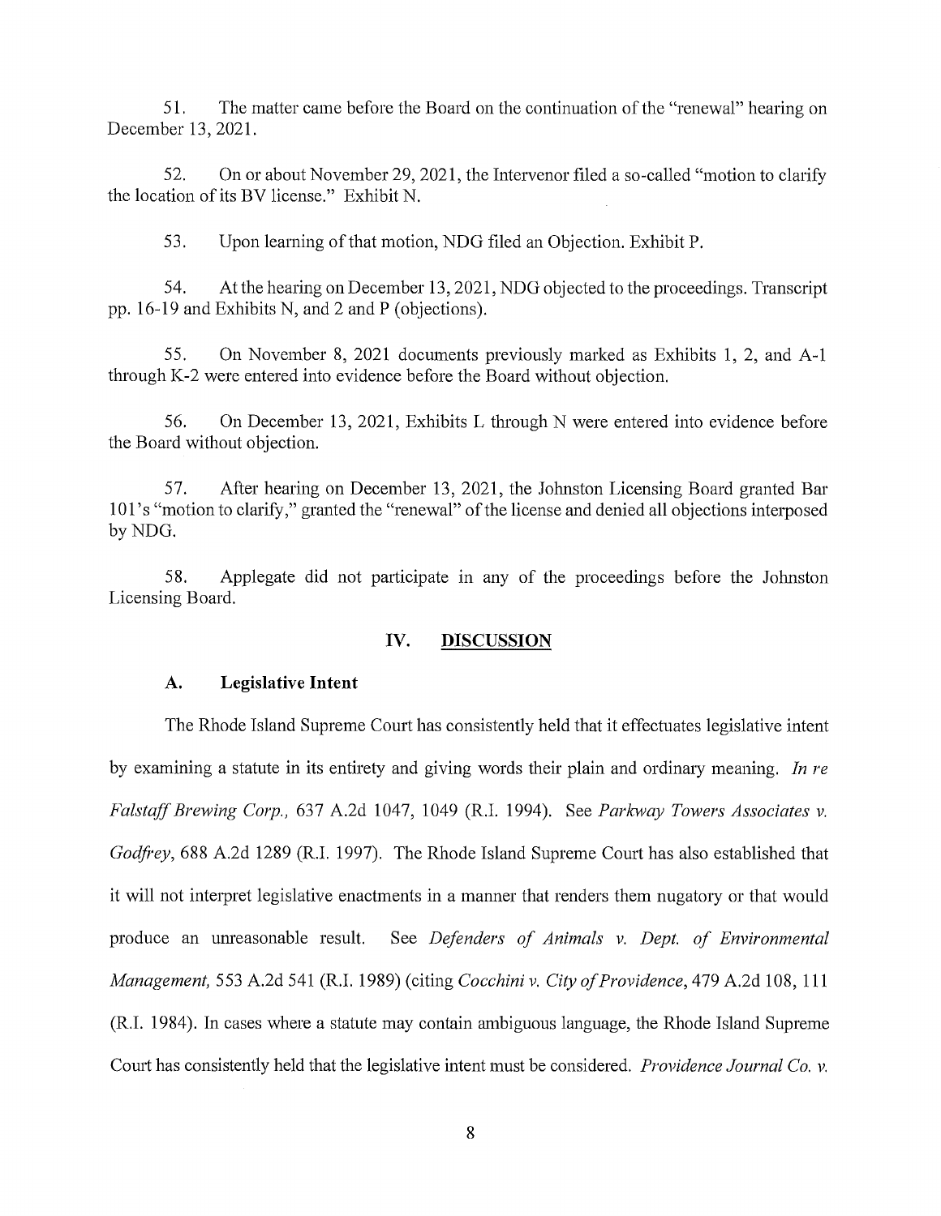51. The matter came before the Board on the continuation of the "renewal" hearing on December 13, 2021.

52. On or about November 29, 2021, the Intervenor filed a so-called "motion to clarify the location of its BV license." Exhibit N.

53. Upon learning of that motion, NDG filed an Objection. Exhibit P.

54. At the hearing on December 13, 2021, NDG objected to the proceedings. Transcript pp. 16-19 and Exhibits N, and 2 and P (objections).

55. On November 8, 2021 documents previously marked as Exhibits 1, 2, and A-1 through K-2 were entered into evidence before the Board without objection.

56. On December 13, 2021, Exhibits L through N were entered into evidence before the Board without objection.

57. After hearing on December 13, 2021, the Johnston Licensing Board granted Bar 101's "motion to clarify," granted the "renewal" of the license and denied all objections interposed by NDG.

58. Applegate did not participate in any of the proceedings before the Johnston Licensing Board.

## IV. DISCUSSION

### A. Legislative Intent

The Rhode Island Supreme Court has consistently held that it effectuates legislative intent by examining a statute in its entirety and giving words their plain and ordinary meaning. *In re Falstaff Brewing Corp.*, 637 A.2d 1047, 1049 (R.I. 1994). See *Parkway Towers Associates v. Godfrey*, 688 A.2d 1289 (R.I. 1997). The Rhode Island Supreme Court has also established that it will not interpret legislative enactments in a manner that renders them nugatory or that would produce an unreasonable result. See *Defenders of Animals v. Dept. of Environmental Management*, 553 A.2d 541 (R.I. 1989) (citing *Cocchini v. City of Providence*, 479 A.2d 108, 111 (R.I. 1984). In cases where a statute may contain ambiguous language, the Rhode Island Supreme Court has consistently held that the legislative intent must be considered. *Providence Journal Co. v.*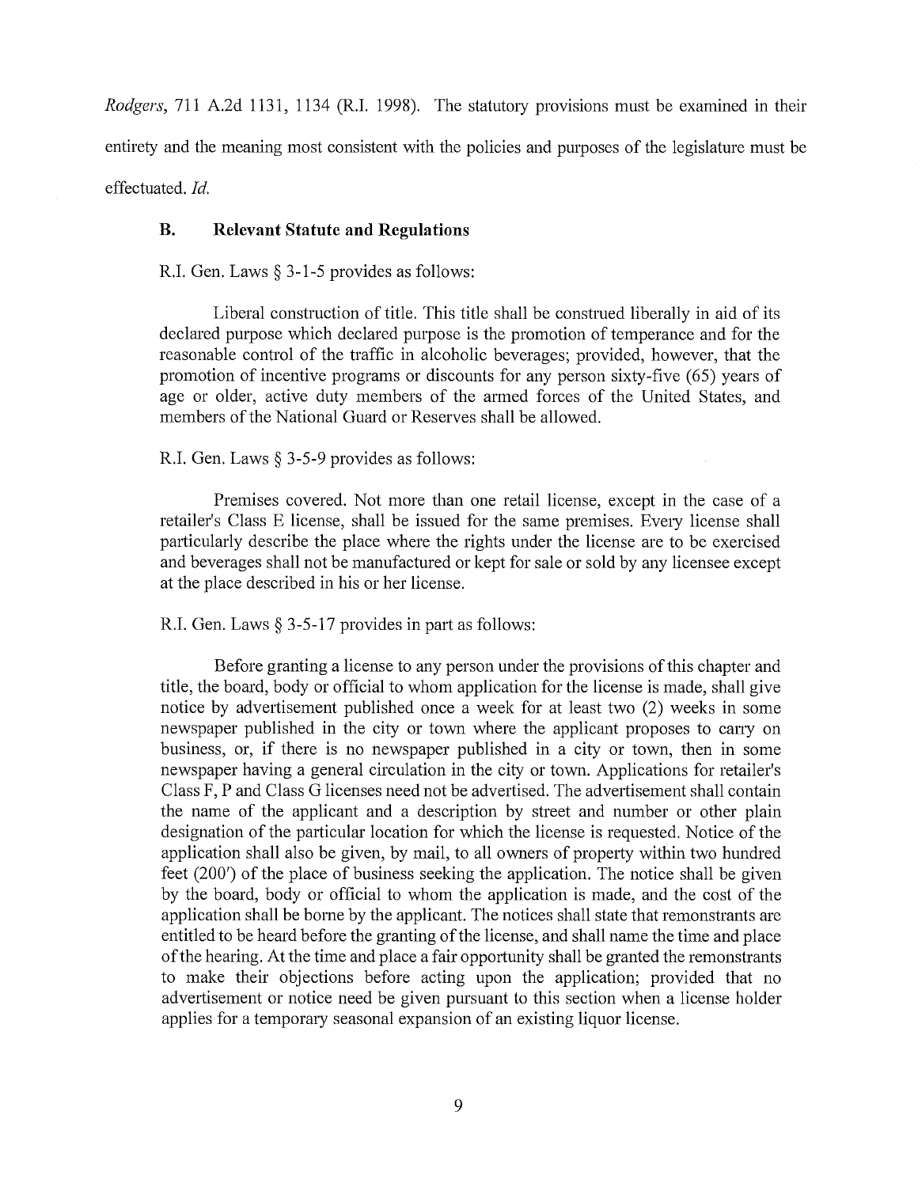*Rodgers*, 711 A.2d 1131, 1134 (R.I. 1998). The statutory provisions must be examined in their entirety and the meaning most consistent with the policies and purposes of the legislature must be effectuated. *Id.*

### B. Relevant Statute and Regulations

R.I. Gen. Laws § 3-1-5 provides as follows:

> Liberal construction of title. This title shall be construed liberally in aid of its declared purpose which declared purpose is the promotion of temperance and for the reasonable control of the traffic in alcoholic beverages; provided, however, that the promotion of incentive programs or discounts for any person sixty-five (65) years of age or older, active duty members of the armed forces of the United States, and members of the National Guard or Reserves shall be allowed.

R.I. Gen. Laws § 3-5-9 provides as follows:

> Premises covered. Not more than one retail license, except in the case of a retailer's Class E license, shall be issued for the same premises. Every license shall particularly describe the place where the rights under the license are to be exercised and beverages shall not be manufactured or kept for sale or sold by any licensee except at the place described in his or her license.

R.I. Gen. Laws § 3-5-17 provides in part as follows:

> Before granting a license to any person under the provisions of this chapter and title, the board, body or official to whom application for the license is made, shall give notice by advertisement published once a week for at least two (2) weeks in some newspaper published in the city or town where the applicant proposes to carry on business, or, if there is no newspaper published in a city or town, then in some newspaper having a general circulation in the city or town. Applications for retailer's Class F, P and Class G licenses need not be advertised. The advertisement shall contain the name of the applicant and a description by street and number or other plain designation of the particular location for which the license is requested. Notice of the application shall also be given, by mail, to all owners of property within two hundred feet (200') of the place of business seeking the application. The notice shall be given by the board, body or official to whom the application is made, and the cost of the application shall be borne by the applicant. The notices shall state that remonstrants are entitled to be heard before the granting of the license, and shall name the time and place of the hearing. At the time and place a fair opportunity shall be granted the remonstrants to make their objections before acting upon the application; provided that no advertisement or notice need be given pursuant to this section when a license holder applies for a temporary seasonal expansion of an existing liquor license.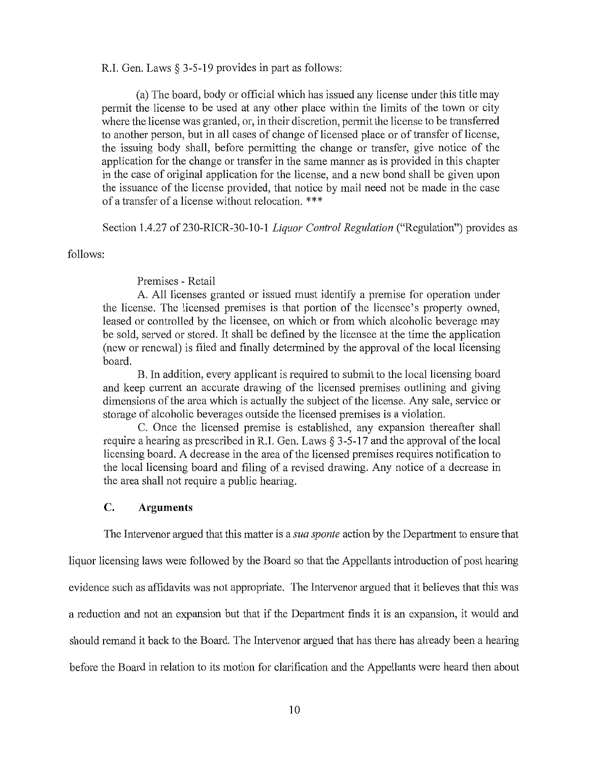R.I. Gen. Laws § 3-5-19 provides in part as follows:

> (a) The board, body or official which has issued any license under this title may permit the license to be used at any other place within the limits of the town or city where the license was granted, or, in their discretion, permit the license to be transferred to another person, but in all cases of change of licensed place or of transfer of license, the issuing body shall, before permitting the change or transfer, give notice of the application for the change or transfer in the same manner as is provided in this chapter in the case of original application for the license, and a new bond shall be given upon the issuance of the license provided, that notice by mail need not be made in the case of a transfer of a license without relocation. ***

Section 1.4.27 of 230-RICR-30-10-1 *Liquor Control Regulation* ("Regulation") provides as follows:

> Premises - Retail
>
> A. All licenses granted or issued must identify a premise for operation under the license. The licensed premises is that portion of the licensee's property owned, leased or controlled by the licensee, on which or from which alcoholic beverage may be sold, served or stored. It shall be defined by the licensee at the time the application (new or renewal) is filed and finally determined by the approval of the local licensing board.
>
> B. In addition, every applicant is required to submit to the local licensing board and keep current an accurate drawing of the licensed premises outlining and giving dimensions of the area which is actually the subject of the license. Any sale, service or storage of alcoholic beverages outside the licensed premises is a violation.
>
> C. Once the licensed premise is established, any expansion thereafter shall require a hearing as prescribed in R.I. Gen. Laws § 3-5-17 and the approval of the local licensing board. A decrease in the area of the licensed premises requires notification to the local licensing board and filing of a revised drawing. Any notice of a decrease in the area shall not require a public hearing.

### C. Arguments

The Intervenor argued that this matter is a *sua sponte* action by the Department to ensure that liquor licensing laws were followed by the Board so that the Appellants introduction of post hearing evidence such as affidavits was not appropriate. The Intervenor argued that it believes that this was a reduction and not an expansion but that if the Department finds it is an expansion, it would and should remand it back to the Board. The Intervenor argued that has there has already been a hearing before the Board in relation to its motion for clarification and the Appellants were heard then about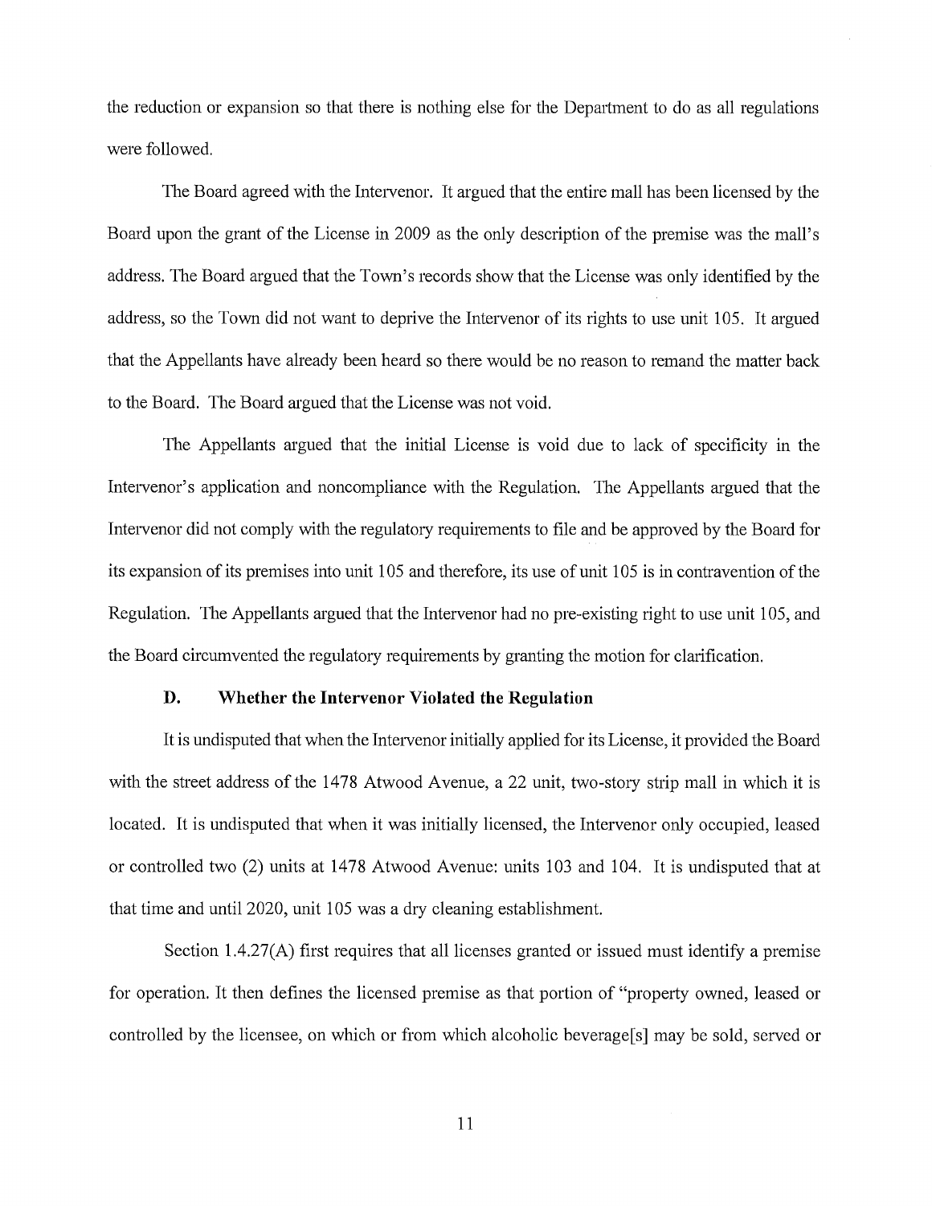the reduction or expansion so that there is nothing else for the Department to do as all regulations were followed.

The Board agreed with the Intervenor. It argued that the entire mall has been licensed by the Board upon the grant of the License in 2009 as the only description of the premise was the mall's address. The Board argued that the Town's records show that the License was only identified by the address, so the Town did not want to deprive the Intervenor of its rights to use unit 105. It argued that the Appellants have already been heard so there would be no reason to remand the matter back to the Board. The Board argued that the License was not void.

The Appellants argued that the initial License is void due to lack of specificity in the Intervenor's application and noncompliance with the Regulation. The Appellants argued that the Intervenor did not comply with the regulatory requirements to file and be approved by the Board for its expansion of its premises into unit 105 and therefore, its use of unit 105 is in contravention of the Regulation. The Appellants argued that the Intervenor had no pre-existing right to use unit 105, and the Board circumvented the regulatory requirements by granting the motion for clarification.

### D. Whether the Intervenor Violated the Regulation

It is undisputed that when the Intervenor initially applied for its License, it provided the Board with the street address of the 1478 Atwood Avenue, a 22 unit, two-story strip mall in which it is located. It is undisputed that when it was initially licensed, the Intervenor only occupied, leased or controlled two (2) units at 1478 Atwood Avenue: units 103 and 104. It is undisputed that at that time and until 2020, unit 105 was a dry cleaning establishment.

Section 1.4.27(A) first requires that all licenses granted or issued must identify a premise for operation. It then defines the licensed premise as that portion of "property owned, leased or controlled by the licensee, on which or from which alcoholic beverage[s] may be sold, served or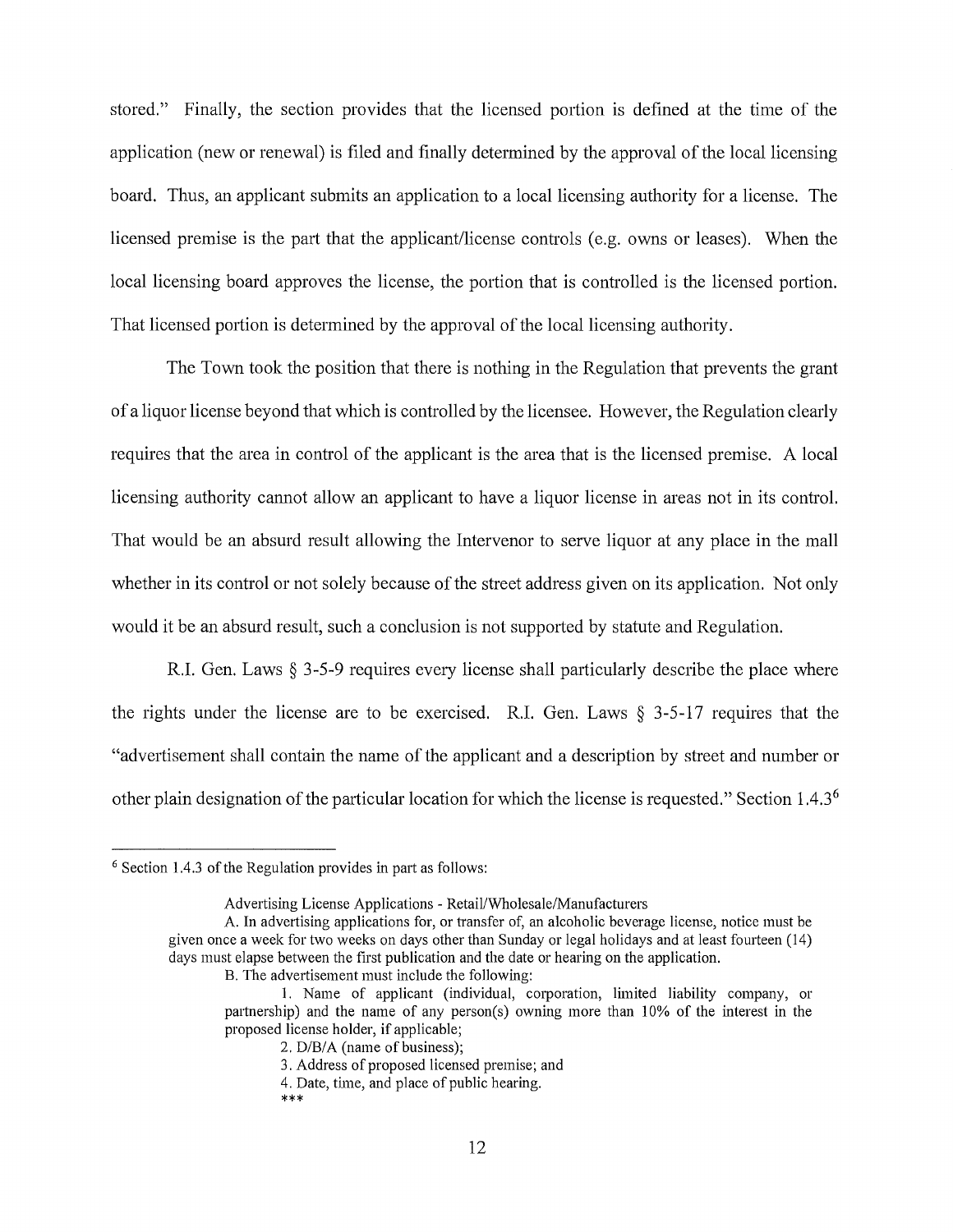stored." Finally, the section provides that the licensed portion is defined at the time of the application (new or renewal) is filed and finally determined by the approval of the local licensing board. Thus, an applicant submits an application to a local licensing authority for a license. The licensed premise is the part that the applicant/license controls (e.g. owns or leases). When the local licensing board approves the license, the portion that is controlled is the licensed portion. That licensed portion is determined by the approval of the local licensing authority.

The Town took the position that there is nothing in the Regulation that prevents the grant of a liquor license beyond that which is controlled by the licensee. However, the Regulation clearly requires that the area in control of the applicant is the area that is the licensed premise. A local licensing authority cannot allow an applicant to have a liquor license in areas not in its control. That would be an absurd result allowing the Intervenor to serve liquor at any place in the mall whether in its control or not solely because of the street address given on its application. Not only would it be an absurd result, such a conclusion is not supported by statute and Regulation.

R.I. Gen. Laws § 3-5-9 requires every license shall particularly describe the place where the rights under the license are to be exercised. R.I. Gen. Laws § 3-5-17 requires that the "advertisement shall contain the name of the applicant and a description by street and number or other plain designation of the particular location for which the license is requested." Section 1.4.3[6]

---

[6] Section 1.4.3 of the Regulation provides in part as follows:

> Advertising License Applications - Retail/Wholesale/Manufacturers
>
> A. In advertising applications for, or transfer of, an alcoholic beverage license, notice must be given once a week for two weeks on days other than Sunday or legal holidays and at least fourteen (14) days must elapse between the first publication and the date or hearing on the application.
>
> B. The advertisement must include the following:
>
> 1. Name of applicant (individual, corporation, limited liability company, or partnership) and the name of any person(s) owning more than 10% of the interest in the proposed license holder, if applicable;
> 2. D/B/A (name of business);
> 3. Address of proposed licensed premise; and
> 4. Date, time, and place of public hearing.
>
> ***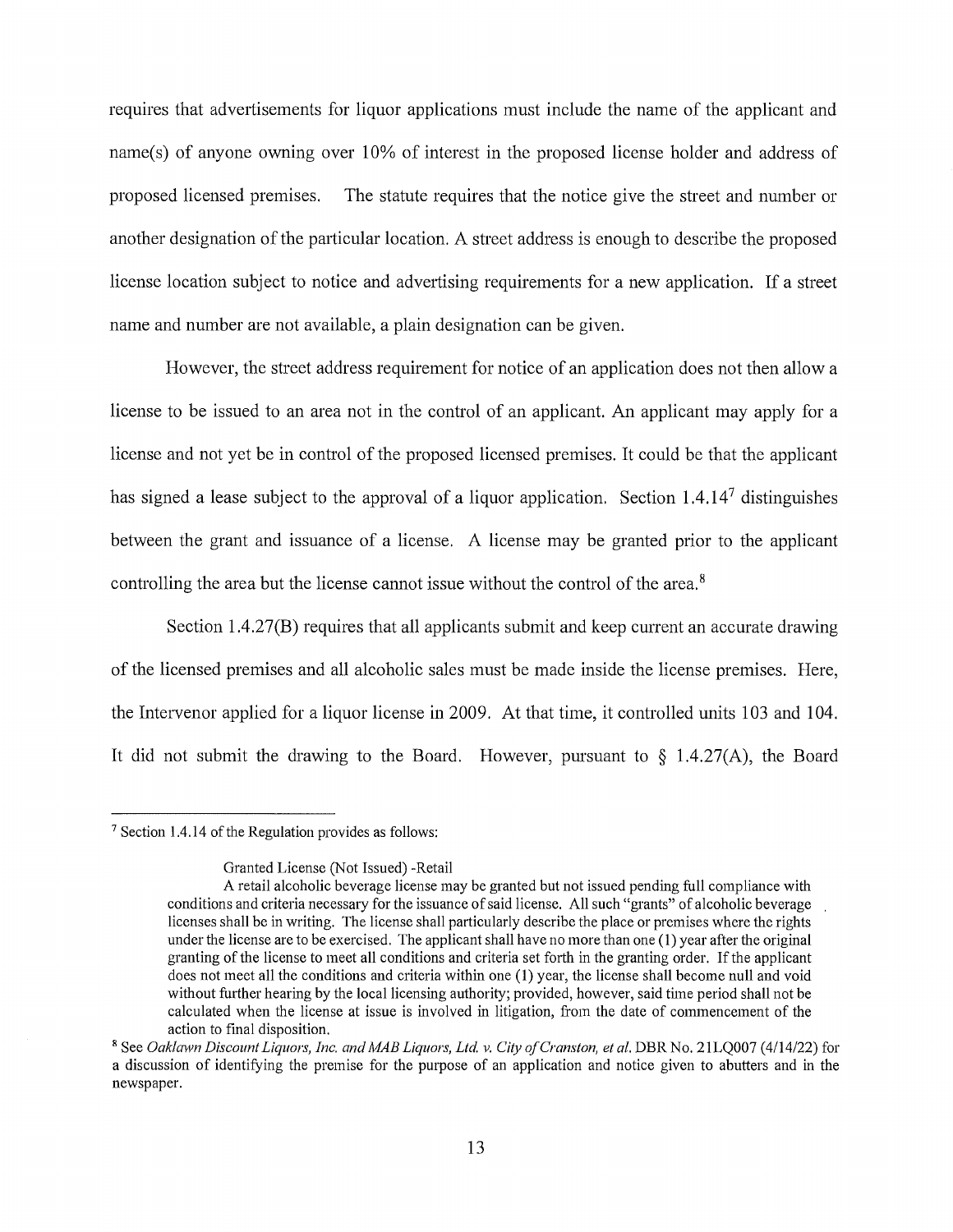requires that advertisements for liquor applications must include the name of the applicant and name(s) of anyone owning over 10% of interest in the proposed license holder and address of proposed licensed premises. The statute requires that the notice give the street and number or another designation of the particular location. A street address is enough to describe the proposed license location subject to notice and advertising requirements for a new application. If a street name and number are not available, a plain designation can be given.

However, the street address requirement for notice of an application does not then allow a license to be issued to an area not in the control of an applicant. An applicant may apply for a license and not yet be in control of the proposed licensed premises. It could be that the applicant has signed a lease subject to the approval of a liquor application. Section 1.4.14[7] distinguishes between the grant and issuance of a license. A license may be granted prior to the applicant controlling the area but the license cannot issue without the control of the area.[8]

Section 1.4.27(B) requires that all applicants submit and keep current an accurate drawing of the licensed premises and all alcoholic sales must be made inside the license premises. Here, the Intervenor applied for a liquor license in 2009. At that time, it controlled units 103 and 104. It did not submit the drawing to the Board. However, pursuant to § 1.4.27(A), the Board

---

[7] Section 1.4.14 of the Regulation provides as follows:

> Granted License (Not Issued) -Retail
>
> A retail alcoholic beverage license may be granted but not issued pending full compliance with conditions and criteria necessary for the issuance of said license. All such "grants" of alcoholic beverage licenses shall be in writing. The license shall particularly describe the place or premises where the rights under the license are to be exercised. The applicant shall have no more than one (1) year after the original granting of the license to meet all conditions and criteria set forth in the granting order. If the applicant does not meet all the conditions and criteria within one (1) year, the license shall become null and void without further hearing by the local licensing authority; provided, however, said time period shall not be calculated when the license at issue is involved in litigation, from the date of commencement of the action to final disposition.

[8] See *Oaklawn Discount Liquors, Inc. and MAB Liquors, Ltd. v. City of Cranston, et al.* DBR No. 21LQ007 (4/14/22) for a discussion of identifying the premise for the purpose of an application and notice given to abutters and in the newspaper.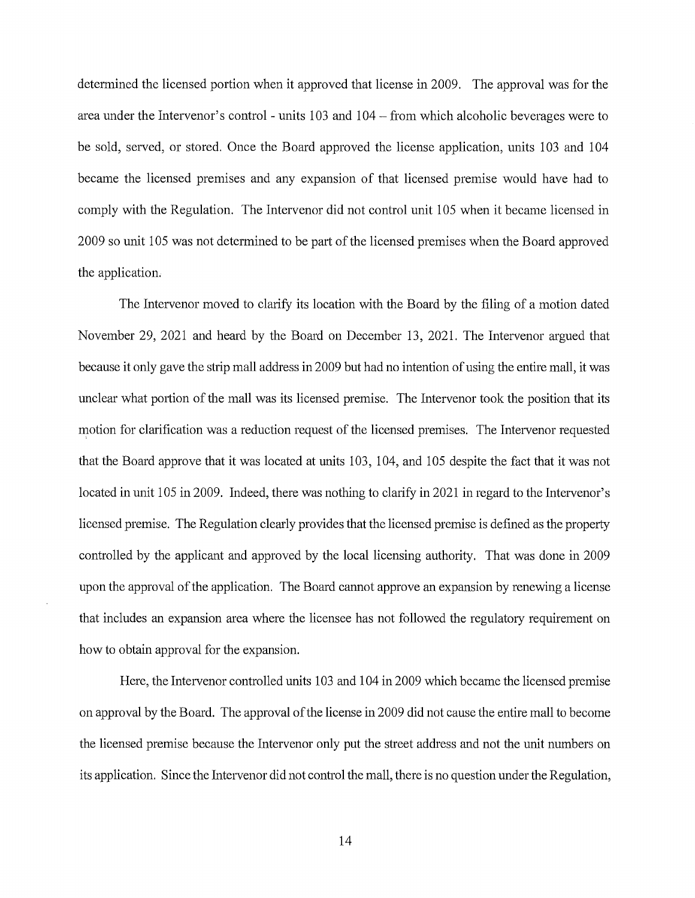determined the licensed portion when it approved that license in 2009. The approval was for the area under the Intervenor's control - units 103 and 104 – from which alcoholic beverages were to be sold, served, or stored. Once the Board approved the license application, units 103 and 104 became the licensed premises and any expansion of that licensed premise would have had to comply with the Regulation. The Intervenor did not control unit 105 when it became licensed in 2009 so unit 105 was not determined to be part of the licensed premises when the Board approved the application.

The Intervenor moved to clarify its location with the Board by the filing of a motion dated November 29, 2021 and heard by the Board on December 13, 2021. The Intervenor argued that because it only gave the strip mall address in 2009 but had no intention of using the entire mall, it was unclear what portion of the mall was its licensed premise. The Intervenor took the position that its motion for clarification was a reduction request of the licensed premises. The Intervenor requested that the Board approve that it was located at units 103, 104, and 105 despite the fact that it was not located in unit 105 in 2009. Indeed, there was nothing to clarify in 2021 in regard to the Intervenor's licensed premise. The Regulation clearly provides that the licensed premise is defined as the property controlled by the applicant and approved by the local licensing authority. That was done in 2009 upon the approval of the application. The Board cannot approve an expansion by renewing a license that includes an expansion area where the licensee has not followed the regulatory requirement on how to obtain approval for the expansion.

Here, the Intervenor controlled units 103 and 104 in 2009 which became the licensed premise on approval by the Board. The approval of the license in 2009 did not cause the entire mall to become the licensed premise because the Intervenor only put the street address and not the unit numbers on its application. Since the Intervenor did not control the mall, there is no question under the Regulation,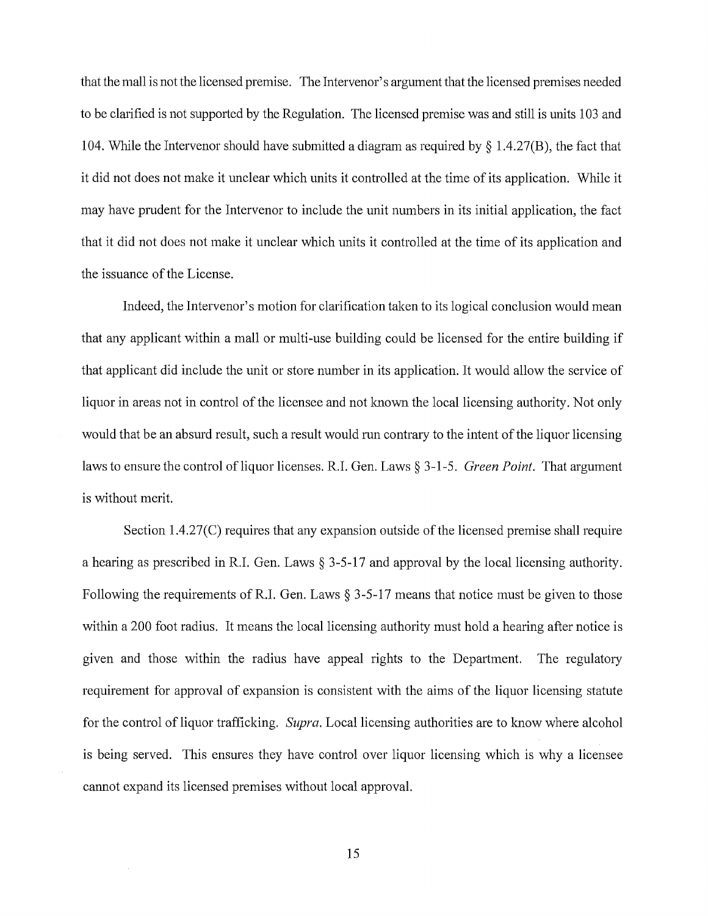that the mall is not the licensed premise. The Intervenor's argument that the licensed premises needed to be clarified is not supported by the Regulation. The licensed premise was and still is units 103 and 104. While the Intervenor should have submitted a diagram as required by § 1.4.27(B), the fact that it did not does not make it unclear which units it controlled at the time of its application. While it may have prudent for the Intervenor to include the unit numbers in its initial application, the fact that it did not does not make it unclear which units it controlled at the time of its application and the issuance of the License.

Indeed, the Intervenor's motion for clarification taken to its logical conclusion would mean that any applicant within a mall or multi-use building could be licensed for the entire building if that applicant did include the unit or store number in its application. It would allow the service of liquor in areas not in control of the licensee and not known the local licensing authority. Not only would that be an absurd result, such a result would run contrary to the intent of the liquor licensing laws to ensure the control of liquor licenses. R.I. Gen. Laws § 3-1-5. *Green Point*. That argument is without merit.

Section 1.4.27(C) requires that any expansion outside of the licensed premise shall require a hearing as prescribed in R.I. Gen. Laws § 3-5-17 and approval by the local licensing authority. Following the requirements of R.I. Gen. Laws § 3-5-17 means that notice must be given to those within a 200 foot radius. It means the local licensing authority must hold a hearing after notice is given and those within the radius have appeal rights to the Department. The regulatory requirement for approval of expansion is consistent with the aims of the liquor licensing statute for the control of liquor trafficking. *Supra*. Local licensing authorities are to know where alcohol is being served. This ensures they have control over liquor licensing which is why a licensee cannot expand its licensed premises without local approval.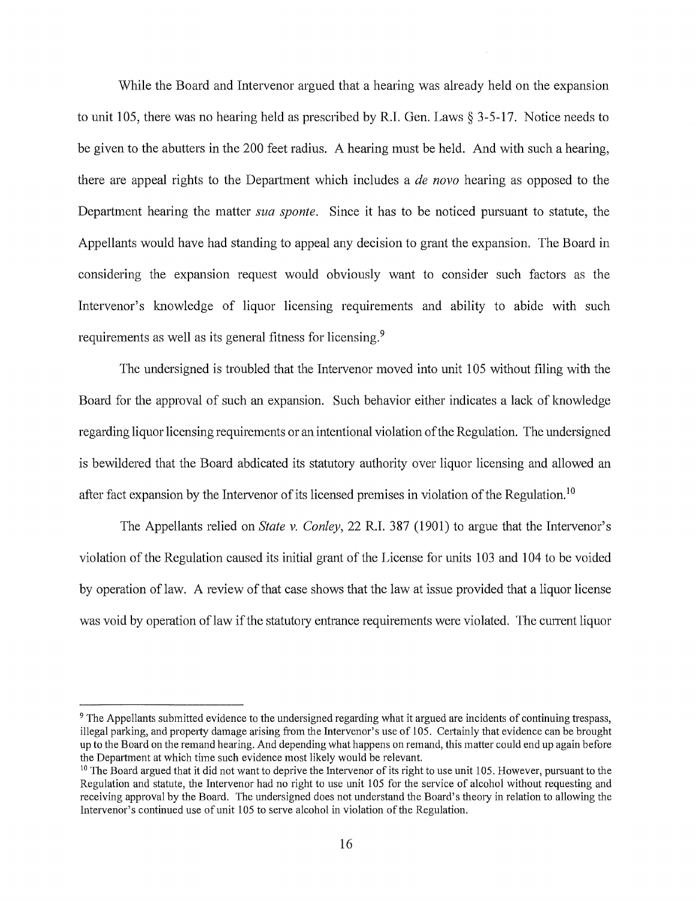While the Board and Intervenor argued that a hearing was already held on the expansion to unit 105, there was no hearing held as prescribed by R.I. Gen. Laws § 3-5-17. Notice needs to be given to the abutters in the 200 feet radius. A hearing must be held. And with such a hearing, there are appeal rights to the Department which includes a *de novo* hearing as opposed to the Department hearing the matter *sua sponte*. Since it has to be noticed pursuant to statute, the Appellants would have had standing to appeal any decision to grant the expansion. The Board in considering the expansion request would obviously want to consider such factors as the Intervenor's knowledge of liquor licensing requirements and ability to abide with such requirements as well as its general fitness for licensing.[9]

The undersigned is troubled that the Intervenor moved into unit 105 without filing with the Board for the approval of such an expansion. Such behavior either indicates a lack of knowledge regarding liquor licensing requirements or an intentional violation of the Regulation. The undersigned is bewildered that the Board abdicated its statutory authority over liquor licensing and allowed an after fact expansion by the Intervenor of its licensed premises in violation of the Regulation.[10]

The Appellants relied on *State v. Conley*, 22 R.I. 387 (1901) to argue that the Intervenor's violation of the Regulation caused its initial grant of the License for units 103 and 104 to be voided by operation of law. A review of that case shows that the law at issue provided that a liquor license was void by operation of law if the statutory entrance requirements were violated. The current liquor

---

[9] The Appellants submitted evidence to the undersigned regarding what it argued are incidents of continuing trespass, illegal parking, and property damage arising from the Intervenor's use of 105. Certainly that evidence can be brought up to the Board on the remand hearing. And depending what happens on remand, this matter could end up again before the Department at which time such evidence most likely would be relevant.

[10] The Board argued that it did not want to deprive the Intervenor of its right to use unit 105. However, pursuant to the Regulation and statute, the Intervenor had no right to use unit 105 for the service of alcohol without requesting and receiving approval by the Board. The undersigned does not understand the Board's theory in relation to allowing the Intervenor's continued use of unit 105 to serve alcohol in violation of the Regulation.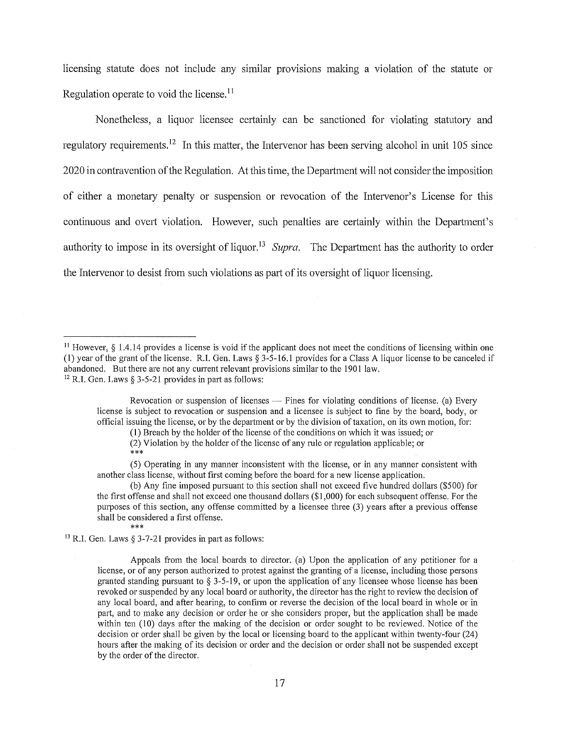licensing statute does not include any similar provisions making a violation of the statute or Regulation operate to void the license.[11]

Nonetheless, a liquor licensee certainly can be sanctioned for violating statutory and regulatory requirements.[12] In this matter, the Intervenor has been serving alcohol in unit 105 since 2020 in contravention of the Regulation. At this time, the Department will not consider the imposition of either a monetary penalty or suspension or revocation of the Intervenor's License for this continuous and overt violation. However, such penalties are certainly within the Department's authority to impose in its oversight of liquor.[13] *Supra.* The Department has the authority to order the Intervenor to desist from such violations as part of its oversight of liquor licensing.

---

[11] However, § 1.4.14 provides a license is void if the applicant does not meet the conditions of licensing within one (1) year of the grant of the license. R.I. Gen. Laws § 3-5-16.1 provides for a Class A liquor license to be canceled if abandoned. But there are not any current relevant provisions similar to the 1901 law.

[12] R.I. Gen. Laws § 3-5-21 provides in part as follows:

> Revocation or suspension of licenses — Fines for violating conditions of license. (a) Every license is subject to revocation or suspension and a licensee is subject to fine by the board, body, or official issuing the license, or by the department or by the division of taxation, on its own motion, for:
>
> (1) Breach by the holder of the license of the conditions on which it was issued; or
>
> (2) Violation by the holder of the license of any rule or regulation applicable; or
>
> ***
>
> (5) Operating in any manner inconsistent with the license, or in any manner consistent with another class license, without first coming before the board for a new license application.
>
> (b) Any fine imposed pursuant to this section shall not exceed five hundred dollars ($500) for the first offense and shall not exceed one thousand dollars ($1,000) for each subsequent offense. For the purposes of this section, any offense committed by a licensee three (3) years after a previous offense shall be considered a first offense.
>
> ***

[13] R.I. Gen. Laws § 3-7-21 provides in part as follows:

> Appeals from the local boards to director. (a) Upon the application of any petitioner for a license, or of any person authorized to protest against the granting of a license, including those persons granted standing pursuant to § 3-5-19, or upon the application of any licensee whose license has been revoked or suspended by any local board or authority, the director has the right to review the decision of any local board, and after hearing, to confirm or reverse the decision of the local board in whole or in part, and to make any decision or order he or she considers proper, but the application shall be made within ten (10) days after the making of the decision or order sought to be reviewed. Notice of the decision or order shall be given by the local or licensing board to the applicant within twenty-four (24) hours after the making of its decision or order and the decision or order shall not be suspended except by the order of the director.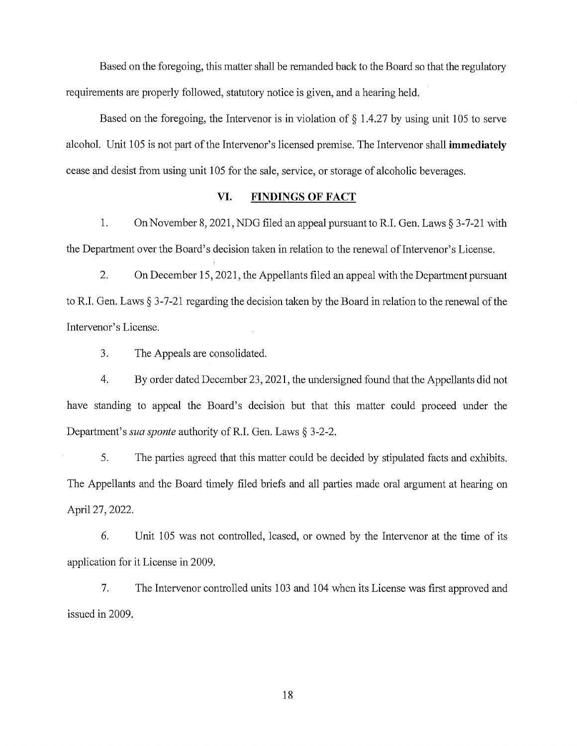Based on the foregoing, this matter shall be remanded back to the Board so that the regulatory requirements are properly followed, statutory notice is given, and a hearing held.

Based on the foregoing, the Intervenor is in violation of § 1.4.27 by using unit 105 to serve alcohol. Unit 105 is not part of the Intervenor's licensed premise. The Intervenor shall **immediately** cease and desist from using unit 105 for the sale, service, or storage of alcoholic beverages.

## VI. FINDINGS OF FACT

1. On November 8, 2021, NDG filed an appeal pursuant to R.I. Gen. Laws § 3-7-21 with the Department over the Board's decision taken in relation to the renewal of Intervenor's License.

2. On December 15, 2021, the Appellants filed an appeal with the Department pursuant to R.I. Gen. Laws § 3-7-21 regarding the decision taken by the Board in relation to the renewal of the Intervenor's License.

3. The Appeals are consolidated.

4. By order dated December 23, 2021, the undersigned found that the Appellants did not have standing to appeal the Board's decision but that this matter could proceed under the Department's *sua sponte* authority of R.I. Gen. Laws § 3-2-2.

5. The parties agreed that this matter could be decided by stipulated facts and exhibits. The Appellants and the Board timely filed briefs and all parties made oral argument at hearing on April 27, 2022.

6. Unit 105 was not controlled, leased, or owned by the Intervenor at the time of its application for it License in 2009.

7. The Intervenor controlled units 103 and 104 when its License was first approved and issued in 2009.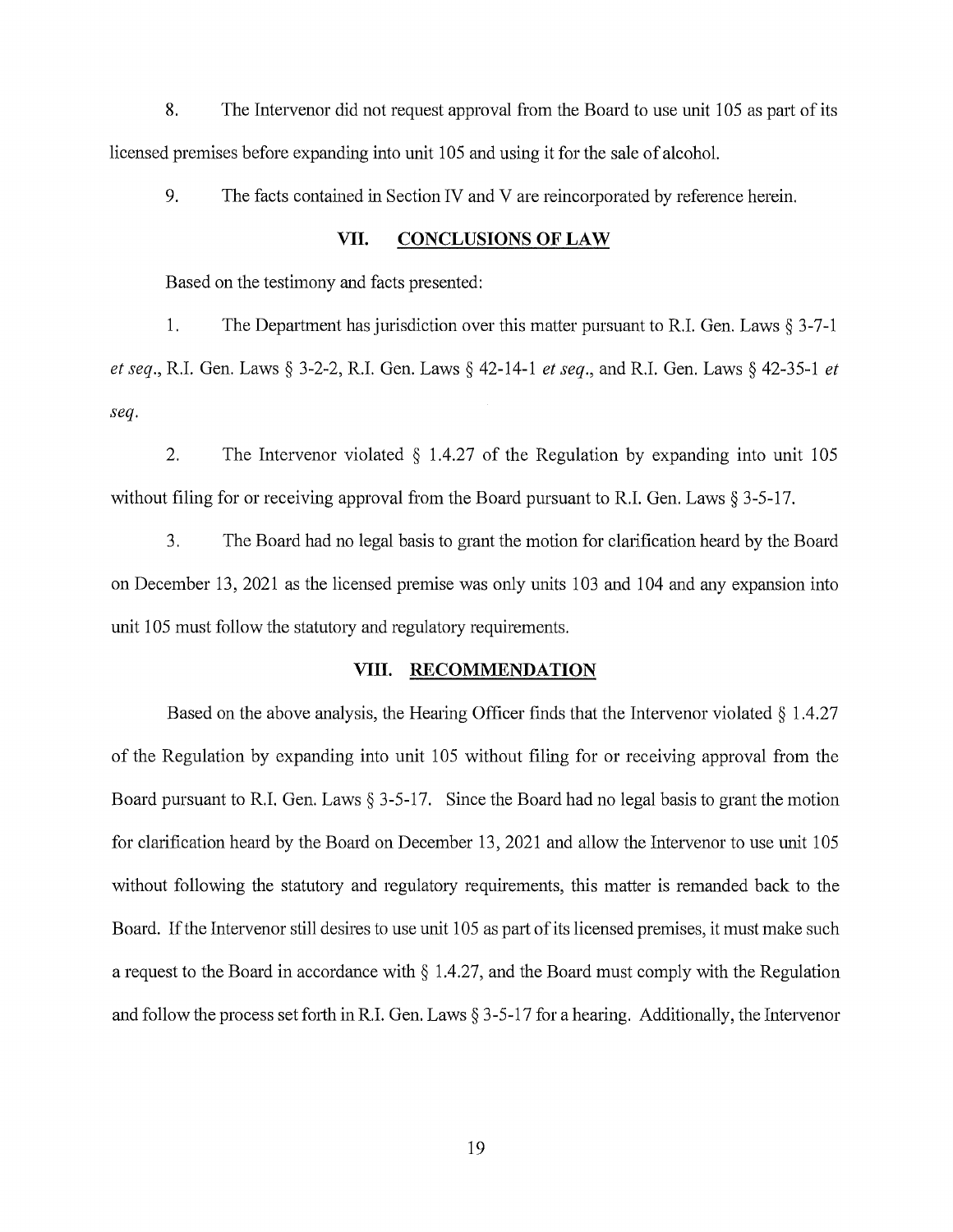8. The Intervenor did not request approval from the Board to use unit 105 as part of its licensed premises before expanding into unit 105 and using it for the sale of alcohol.

9. The facts contained in Section IV and V are reincorporated by reference herein.

## VII. CONCLUSIONS OF LAW

Based on the testimony and facts presented:

1. The Department has jurisdiction over this matter pursuant to R.I. Gen. Laws § 3-7-1 *et seq*., R.I. Gen. Laws § 3-2-2, R.I. Gen. Laws § 42-14-1 *et seq*., and R.I. Gen. Laws § 42-35-1 *et seq*.

2. The Intervenor violated § 1.4.27 of the Regulation by expanding into unit 105 without filing for or receiving approval from the Board pursuant to R.I. Gen. Laws § 3-5-17.

3. The Board had no legal basis to grant the motion for clarification heard by the Board on December 13, 2021 as the licensed premise was only units 103 and 104 and any expansion into unit 105 must follow the statutory and regulatory requirements.

## VIII. RECOMMENDATION

Based on the above analysis, the Hearing Officer finds that the Intervenor violated § 1.4.27 of the Regulation by expanding into unit 105 without filing for or receiving approval from the Board pursuant to R.I. Gen. Laws § 3-5-17. Since the Board had no legal basis to grant the motion for clarification heard by the Board on December 13, 2021 and allow the Intervenor to use unit 105 without following the statutory and regulatory requirements, this matter is remanded back to the Board. If the Intervenor still desires to use unit 105 as part of its licensed premises, it must make such a request to the Board in accordance with § 1.4.27, and the Board must comply with the Regulation and follow the process set forth in R.I. Gen. Laws § 3-5-17 for a hearing. Additionally, the Intervenor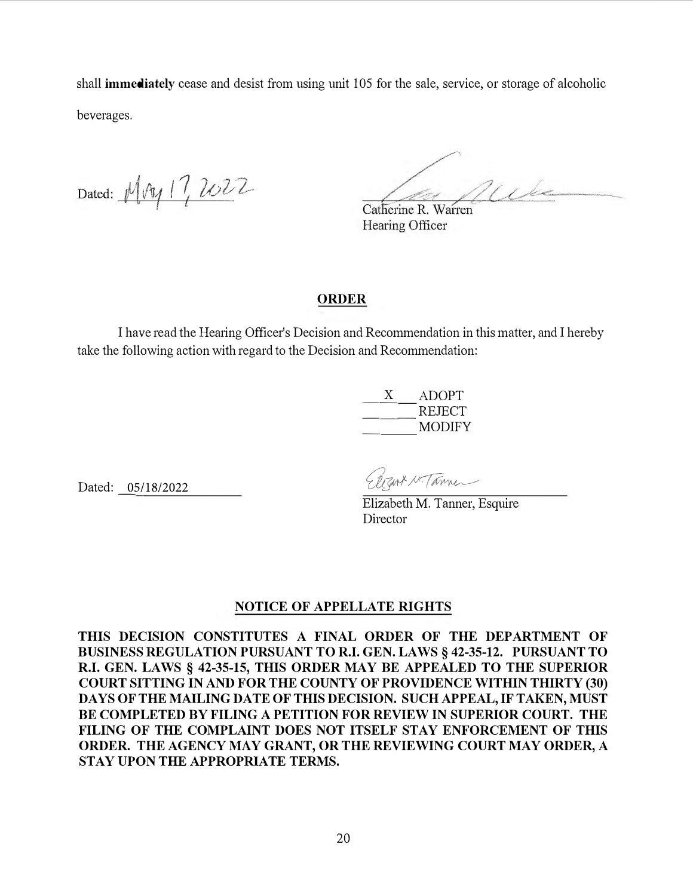shall **immediately** cease and desist from using unit 105 for the sale, service, or storage of alcoholic beverages.

Dated: May 17, 2022

Catherine R. Warren
Hearing Officer

## ORDER

I have read the Hearing Officer's Decision and Recommendation in this matter, and I hereby take the following action with regard to the Decision and Recommendation:

\_\_X\_\_ ADOPT
\_\_\_\_\_ REJECT
\_\_\_\_\_ MODIFY

Dated: 05/18/2022

Elizabeth M. Tanner, Esquire
Director

## NOTICE OF APPELLATE RIGHTS

**THIS DECISION CONSTITUTES A FINAL ORDER OF THE DEPARTMENT OF BUSINESS REGULATION PURSUANT TO R.I. GEN. LAWS § 42-35-12. PURSUANT TO R.I. GEN. LAWS § 42-35-15, THIS ORDER MAY BE APPEALED TO THE SUPERIOR COURT SITTING IN AND FOR THE COUNTY OF PROVIDENCE WITHIN THIRTY (30) DAYS OF THE MAILING DATE OF THIS DECISION. SUCH APPEAL, IF TAKEN, MUST BE COMPLETED BY FILING A PETITION FOR REVIEW IN SUPERIOR COURT. THE FILING OF THE COMPLAINT DOES NOT ITSELF STAY ENFORCEMENT OF THIS ORDER. THE AGENCY MAY GRANT, OR THE REVIEWING COURT MAY ORDER, A STAY UPON THE APPROPRIATE TERMS.**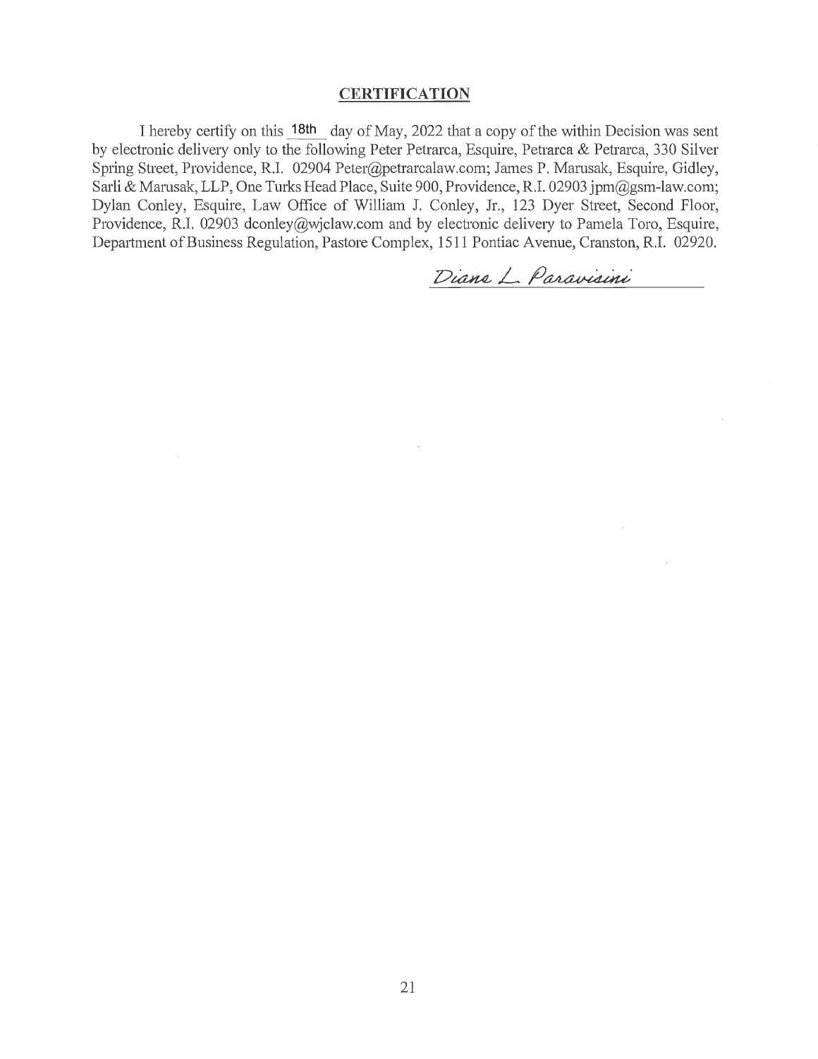## CERTIFICATION

I hereby certify on this 18th day of May, 2022 that a copy of the within Decision was sent by electronic delivery only to the following Peter Petrarca, Esquire, Petrarca & Petrarca, 330 Silver Spring Street, Providence, R.I. 02904 Peter@petrarcalaw.com; James P. Marusak, Esquire, Gidley, Sarli & Marusak, LLP, One Turks Head Place, Suite 900, Providence, R.I. 02903 jpm@gsm-law.com; Dylan Conley, Esquire, Law Office of William J. Conley, Jr., 123 Dyer Street, Second Floor, Providence, R.I. 02903 dconley@wjclaw.com and by electronic delivery to Pamela Toro, Esquire, Department of Business Regulation, Pastore Complex, 1511 Pontiac Avenue, Cranston, R.I. 02920.

Diane L. Paravisini